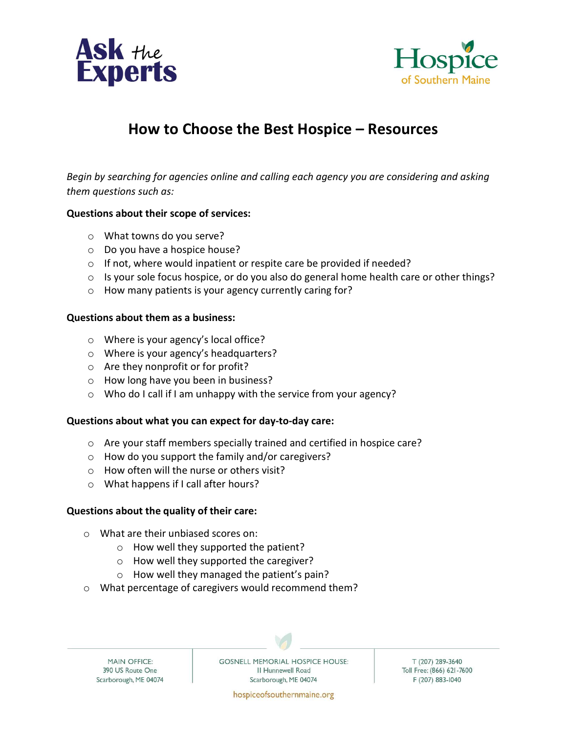# How to Choose the Best Hospice – Resources

*Begin by searching for agencies online and calling each agency you are considering and asking them questions such as:*

**Questions about their scope of services:**

- What towns do you serve?
- Do you have a hospice house?
- If not, where would inpatient or respite care be provided if needed?
- Is your sole focus hospice, or do you also do general home health care or other things?
- How many patients is your agency currently caring for?

**Questions about them as a business:**

- Where is your agency's local office?
- Where is your agency's headquarters?
- Are they nonprofit or for profit?
- How long have you been in business?
- Who do I call if I am unhappy with the service from your agency?

**Questions about what you can expect for day-to-day care:**

- Are your staff members specially trained and certified in hospice care?
- How do you support the family and/or caregivers?
- How often will the nurse or others visit?
- What happens if I call after hours?

**Questions about the quality of their care:**

- What are their unbiased scores on:
  - How well they supported the patient?
  - How well they supported the caregiver?
  - How well they managed the patient's pain?
- What percentage of caregivers would recommend them?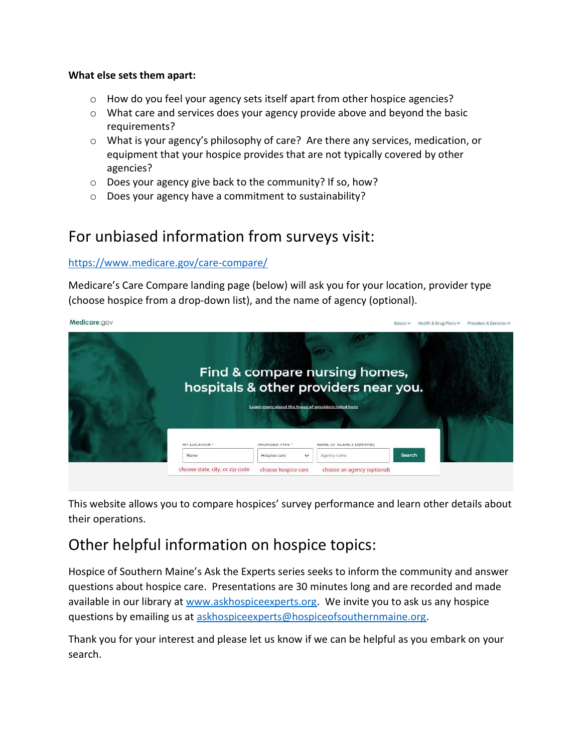**What else sets them apart:**

- How do you feel your agency sets itself apart from other hospice agencies?
- What care and services does your agency provide above and beyond the basic requirements?
- What is your agency's philosophy of care? Are there any services, medication, or equipment that your hospice provides that are not typically covered by other agencies?
- Does your agency give back to the community? If so, how?
- Does your agency have a commitment to sustainability?

## For unbiased information from surveys visit:

https://www.medicare.gov/care-compare/

Medicare's Care Compare landing page (below) will ask you for your location, provider type (choose hospice from a drop-down list), and the name of agency (optional).

This website allows you to compare hospices' survey performance and learn other details about their operations.

## Other helpful information on hospice topics:

Hospice of Southern Maine's Ask the Experts series seeks to inform the community and answer questions about hospice care. Presentations are 30 minutes long and are recorded and made available in our library at www.askhospiceexperts.org. We invite you to ask us any hospice questions by emailing us at askhospiceexperts@hospiceofsouthernmaine.org.

Thank you for your interest and please let us know if we can be helpful as you embark on your search.